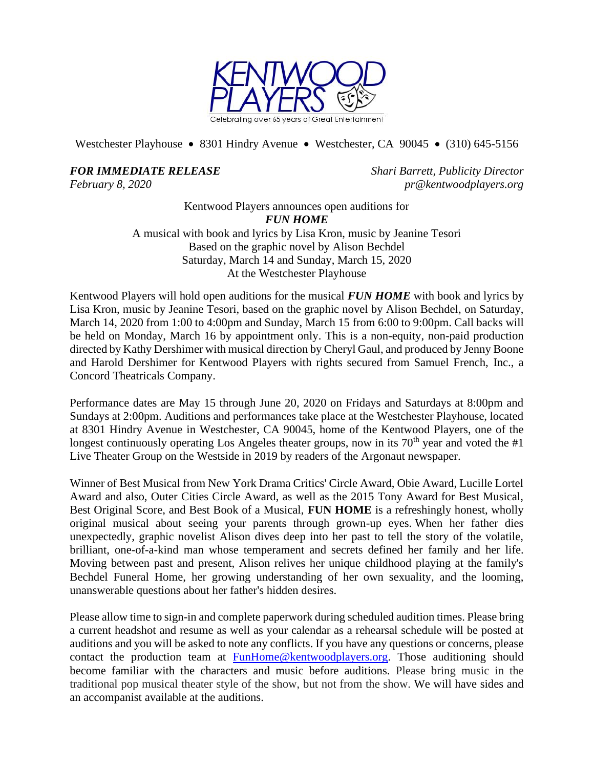KENTWOOD PLAYERS

Celebrating over 65 years of Great Entertainment

Westchester Playhouse • 8301 Hindry Avenue • Westchester, CA 90045 • (310) 645-5156

***FOR IMMEDIATE RELEASE***
*February 8, 2020*

*Shari Barrett, Publicity Director*
*pr@kentwoodplayers.org*

Kentwood Players announces open auditions for
***FUN HOME***
A musical with book and lyrics by Lisa Kron, music by Jeanine Tesori
Based on the graphic novel by Alison Bechdel
Saturday, March 14 and Sunday, March 15, 2020
At the Westchester Playhouse

Kentwood Players will hold open auditions for the musical ***FUN HOME*** with book and lyrics by Lisa Kron, music by Jeanine Tesori, based on the graphic novel by Alison Bechdel, on Saturday, March 14, 2020 from 1:00 to 4:00pm and Sunday, March 15 from 6:00 to 9:00pm. Call backs will be held on Monday, March 16 by appointment only. This is a non-equity, non-paid production directed by Kathy Dershimer with musical direction by Cheryl Gaul, and produced by Jenny Boone and Harold Dershimer for Kentwood Players with rights secured from Samuel French, Inc., a Concord Theatricals Company.

Performance dates are May 15 through June 20, 2020 on Fridays and Saturdays at 8:00pm and Sundays at 2:00pm. Auditions and performances take place at the Westchester Playhouse, located at 8301 Hindry Avenue in Westchester, CA 90045, home of the Kentwood Players, one of the longest continuously operating Los Angeles theater groups, now in its 70th year and voted the #1 Live Theater Group on the Westside in 2019 by readers of the Argonaut newspaper.

Winner of Best Musical from New York Drama Critics' Circle Award, Obie Award, Lucille Lortel Award and also, Outer Cities Circle Award, as well as the 2015 Tony Award for Best Musical, Best Original Score, and Best Book of a Musical, **FUN HOME** is a refreshingly honest, wholly original musical about seeing your parents through grown-up eyes. When her father dies unexpectedly, graphic novelist Alison dives deep into her past to tell the story of the volatile, brilliant, one-of-a-kind man whose temperament and secrets defined her family and her life. Moving between past and present, Alison relives her unique childhood playing at the family's Bechdel Funeral Home, her growing understanding of her own sexuality, and the looming, unanswerable questions about her father's hidden desires.

Please allow time to sign-in and complete paperwork during scheduled audition times. Please bring a current headshot and resume as well as your calendar as a rehearsal schedule will be posted at auditions and you will be asked to note any conflicts. If you have any questions or concerns, please contact the production team at FunHome@kentwoodplayers.org. Those auditioning should become familiar with the characters and music before auditions. Please bring music in the traditional pop musical theater style of the show, but not from the show. We will have sides and an accompanist available at the auditions.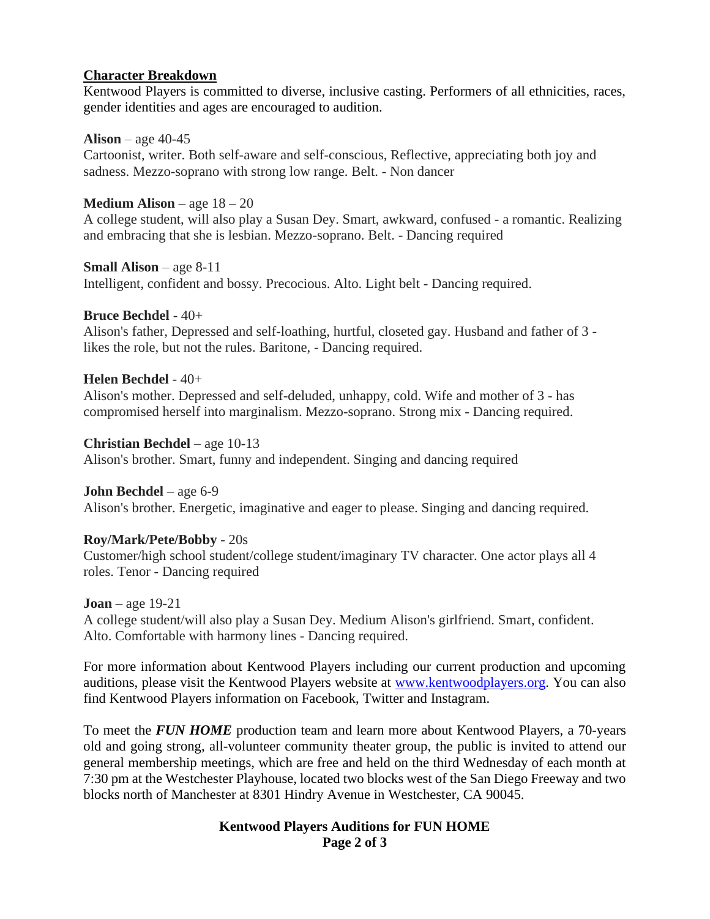## Character Breakdown

Kentwood Players is committed to diverse, inclusive casting. Performers of all ethnicities, races, gender identities and ages are encouraged to audition.

**Alison** – age 40-45
Cartoonist, writer. Both self-aware and self-conscious, Reflective, appreciating both joy and sadness. Mezzo-soprano with strong low range. Belt. - Non dancer

**Medium Alison** – age 18 – 20
A college student, will also play a Susan Dey. Smart, awkward, confused - a romantic. Realizing and embracing that she is lesbian. Mezzo-soprano. Belt. - Dancing required

**Small Alison** – age 8-11
Intelligent, confident and bossy. Precocious. Alto. Light belt - Dancing required.

**Bruce Bechdel** - 40+
Alison's father, Depressed and self-loathing, hurtful, closeted gay. Husband and father of 3 - likes the role, but not the rules. Baritone, - Dancing required.

**Helen Bechdel** - 40+
Alison's mother. Depressed and self-deluded, unhappy, cold. Wife and mother of 3 - has compromised herself into marginalism. Mezzo-soprano. Strong mix - Dancing required.

**Christian Bechdel** – age 10-13
Alison's brother. Smart, funny and independent. Singing and dancing required

**John Bechdel** – age 6-9
Alison's brother. Energetic, imaginative and eager to please. Singing and dancing required.

**Roy/Mark/Pete/Bobby** - 20s
Customer/high school student/college student/imaginary TV character. One actor plays all 4 roles. Tenor - Dancing required

**Joan** – age 19-21
A college student/will also play a Susan Dey. Medium Alison's girlfriend. Smart, confident. Alto. Comfortable with harmony lines - Dancing required.

For more information about Kentwood Players including our current production and upcoming auditions, please visit the Kentwood Players website at [www.kentwoodplayers.org](http://www.kentwoodplayers.org). You can also find Kentwood Players information on Facebook, Twitter and Instagram.

To meet the ***FUN HOME*** production team and learn more about Kentwood Players, a 70-years old and going strong, all-volunteer community theater group, the public is invited to attend our general membership meetings, which are free and held on the third Wednesday of each month at 7:30 pm at the Westchester Playhouse, located two blocks west of the San Diego Freeway and two blocks north of Manchester at 8301 Hindry Avenue in Westchester, CA 90045.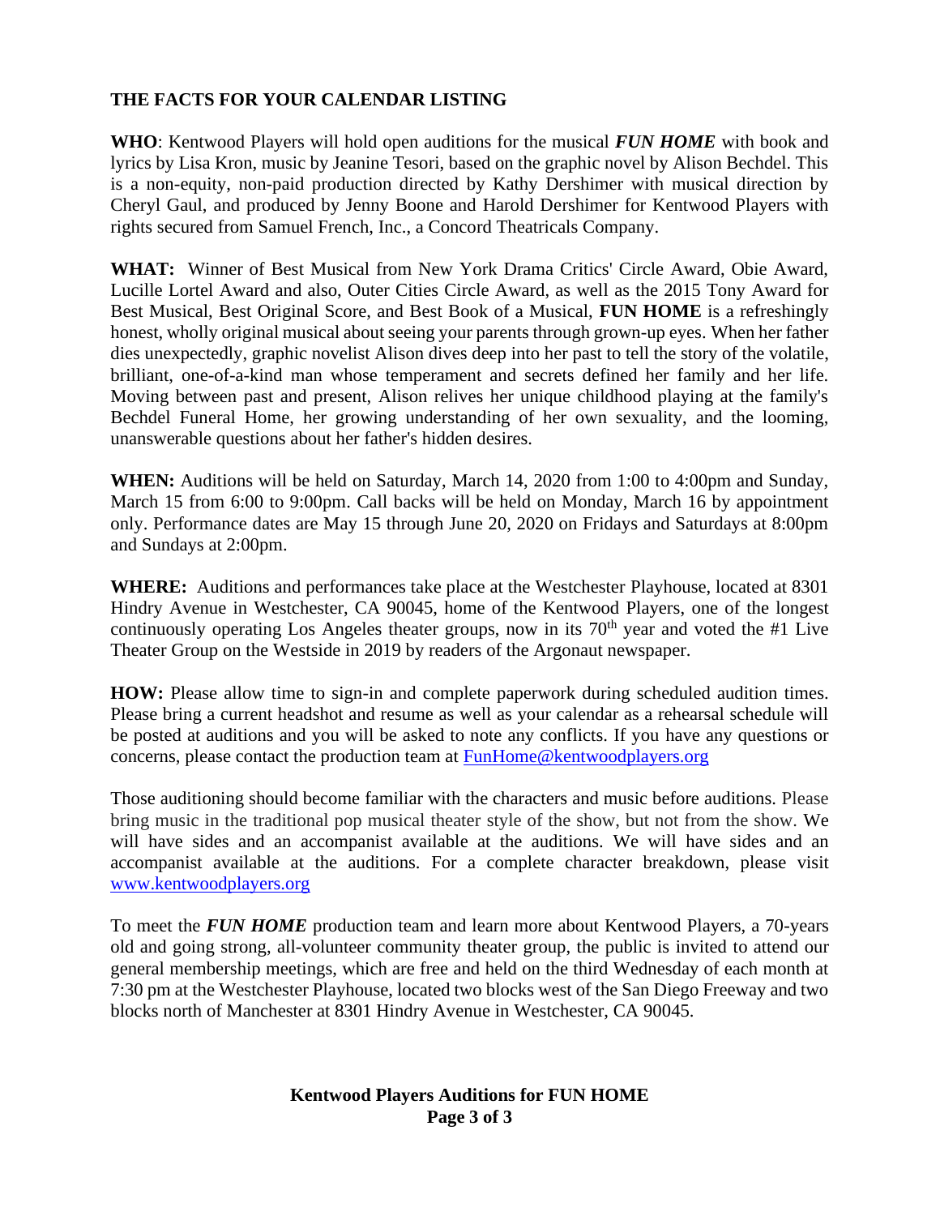## THE FACTS FOR YOUR CALENDAR LISTING

**WHO**: Kentwood Players will hold open auditions for the musical ***FUN HOME*** with book and lyrics by Lisa Kron, music by Jeanine Tesori, based on the graphic novel by Alison Bechdel. This is a non-equity, non-paid production directed by Kathy Dershimer with musical direction by Cheryl Gaul, and produced by Jenny Boone and Harold Dershimer for Kentwood Players with rights secured from Samuel French, Inc., a Concord Theatricals Company.

**WHAT:** Winner of Best Musical from New York Drama Critics' Circle Award, Obie Award, Lucille Lortel Award and also, Outer Cities Circle Award, as well as the 2015 Tony Award for Best Musical, Best Original Score, and Best Book of a Musical, **FUN HOME** is a refreshingly honest, wholly original musical about seeing your parents through grown-up eyes. When her father dies unexpectedly, graphic novelist Alison dives deep into her past to tell the story of the volatile, brilliant, one-of-a-kind man whose temperament and secrets defined her family and her life. Moving between past and present, Alison relives her unique childhood playing at the family's Bechdel Funeral Home, her growing understanding of her own sexuality, and the looming, unanswerable questions about her father's hidden desires.

**WHEN:** Auditions will be held on Saturday, March 14, 2020 from 1:00 to 4:00pm and Sunday, March 15 from 6:00 to 9:00pm. Call backs will be held on Monday, March 16 by appointment only. Performance dates are May 15 through June 20, 2020 on Fridays and Saturdays at 8:00pm and Sundays at 2:00pm.

**WHERE:** Auditions and performances take place at the Westchester Playhouse, located at 8301 Hindry Avenue in Westchester, CA 90045, home of the Kentwood Players, one of the longest continuously operating Los Angeles theater groups, now in its 70th year and voted the #1 Live Theater Group on the Westside in 2019 by readers of the Argonaut newspaper.

**HOW:** Please allow time to sign-in and complete paperwork during scheduled audition times. Please bring a current headshot and resume as well as your calendar as a rehearsal schedule will be posted at auditions and you will be asked to note any conflicts. If you have any questions or concerns, please contact the production team at FunHome@kentwoodplayers.org

Those auditioning should become familiar with the characters and music before auditions. Please bring music in the traditional pop musical theater style of the show, but not from the show. We will have sides and an accompanist available at the auditions. We will have sides and an accompanist available at the auditions. For a complete character breakdown, please visit www.kentwoodplayers.org

To meet the ***FUN HOME*** production team and learn more about Kentwood Players, a 70-years old and going strong, all-volunteer community theater group, the public is invited to attend our general membership meetings, which are free and held on the third Wednesday of each month at 7:30 pm at the Westchester Playhouse, located two blocks west of the San Diego Freeway and two blocks north of Manchester at 8301 Hindry Avenue in Westchester, CA 90045.

**Kentwood Players Auditions for FUN HOME**